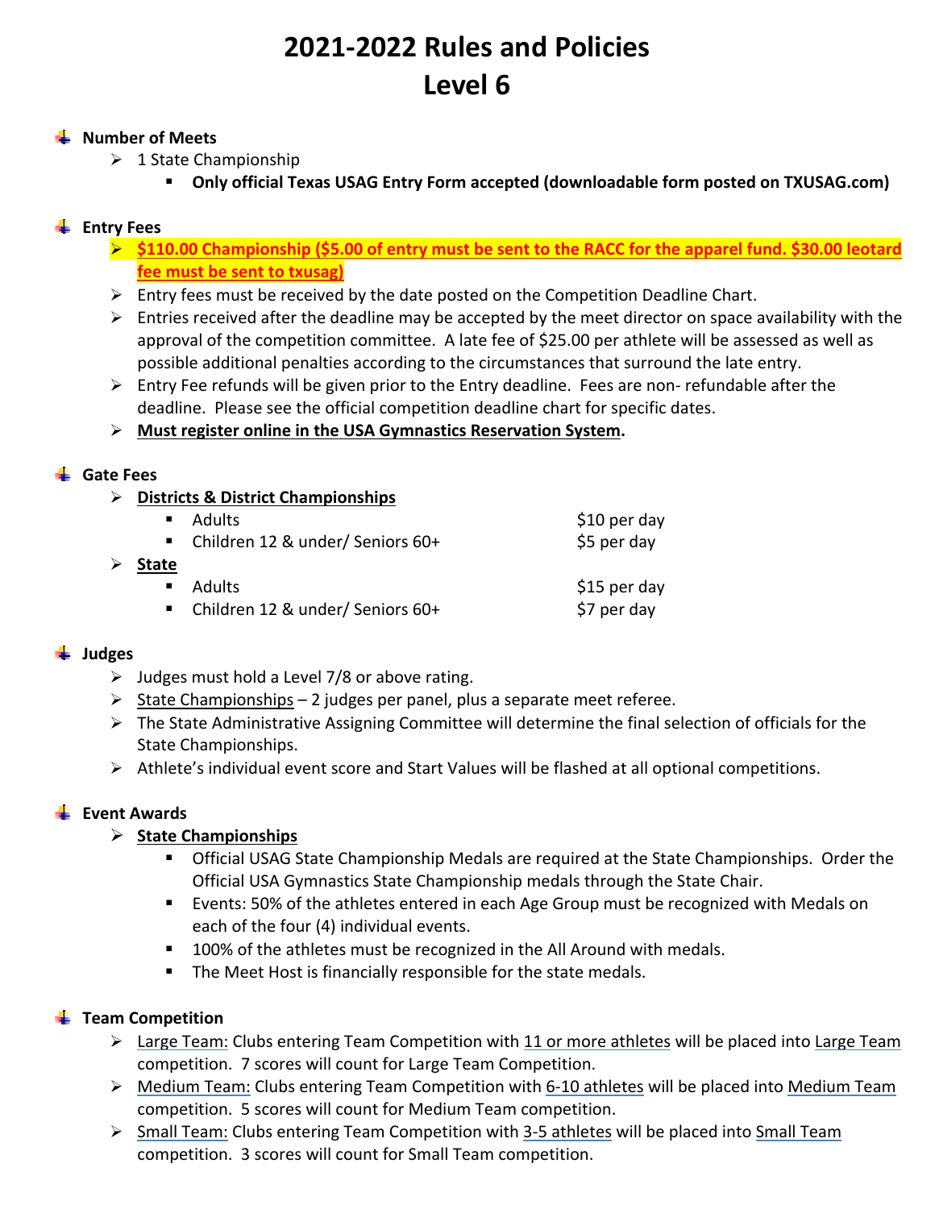# 2021-2022 Rules and Policies
# Level 6

## Number of Meets

- 1 State Championship
  - **Only official Texas USAG Entry Form accepted (downloadable form posted on TXUSAG.com)**

## Entry Fees

- **$110.00 Championship ($5.00 of entry must be sent to the RACC for the apparel fund. $30.00 leotard fee must be sent to txusag)**
- Entry fees must be received by the date posted on the Competition Deadline Chart.
- Entries received after the deadline may be accepted by the meet director on space availability with the approval of the competition committee. A late fee of $25.00 per athlete will be assessed as well as possible additional penalties according to the circumstances that surround the late entry.
- Entry Fee refunds will be given prior to the Entry deadline. Fees are non- refundable after the deadline. Please see the official competition deadline chart for specific dates.
- **Must register online in the USA Gymnastics Reservation System.**

## Gate Fees

- **Districts & District Championships**
  - Adults — $10 per day
  - Children 12 & under/ Seniors 60+ — $5 per day
- **State**
  - Adults — $15 per day
  - Children 12 & under/ Seniors 60+ — $7 per day

## Judges

- Judges must hold a Level 7/8 or above rating.
- State Championships – 2 judges per panel, plus a separate meet referee.
- The State Administrative Assigning Committee will determine the final selection of officials for the State Championships.
- Athlete's individual event score and Start Values will be flashed at all optional competitions.

## Event Awards

- **State Championships**
  - Official USAG State Championship Medals are required at the State Championships. Order the Official USA Gymnastics State Championship medals through the State Chair.
  - Events: 50% of the athletes entered in each Age Group must be recognized with Medals on each of the four (4) individual events.
  - 100% of the athletes must be recognized in the All Around with medals.
  - The Meet Host is financially responsible for the state medals.

## Team Competition

- Large Team: Clubs entering Team Competition with 11 or more athletes will be placed into Large Team competition. 7 scores will count for Large Team Competition.
- Medium Team: Clubs entering Team Competition with 6-10 athletes will be placed into Medium Team competition. 5 scores will count for Medium Team competition.
- Small Team: Clubs entering Team Competition with 3-5 athletes will be placed into Small Team competition. 3 scores will count for Small Team competition.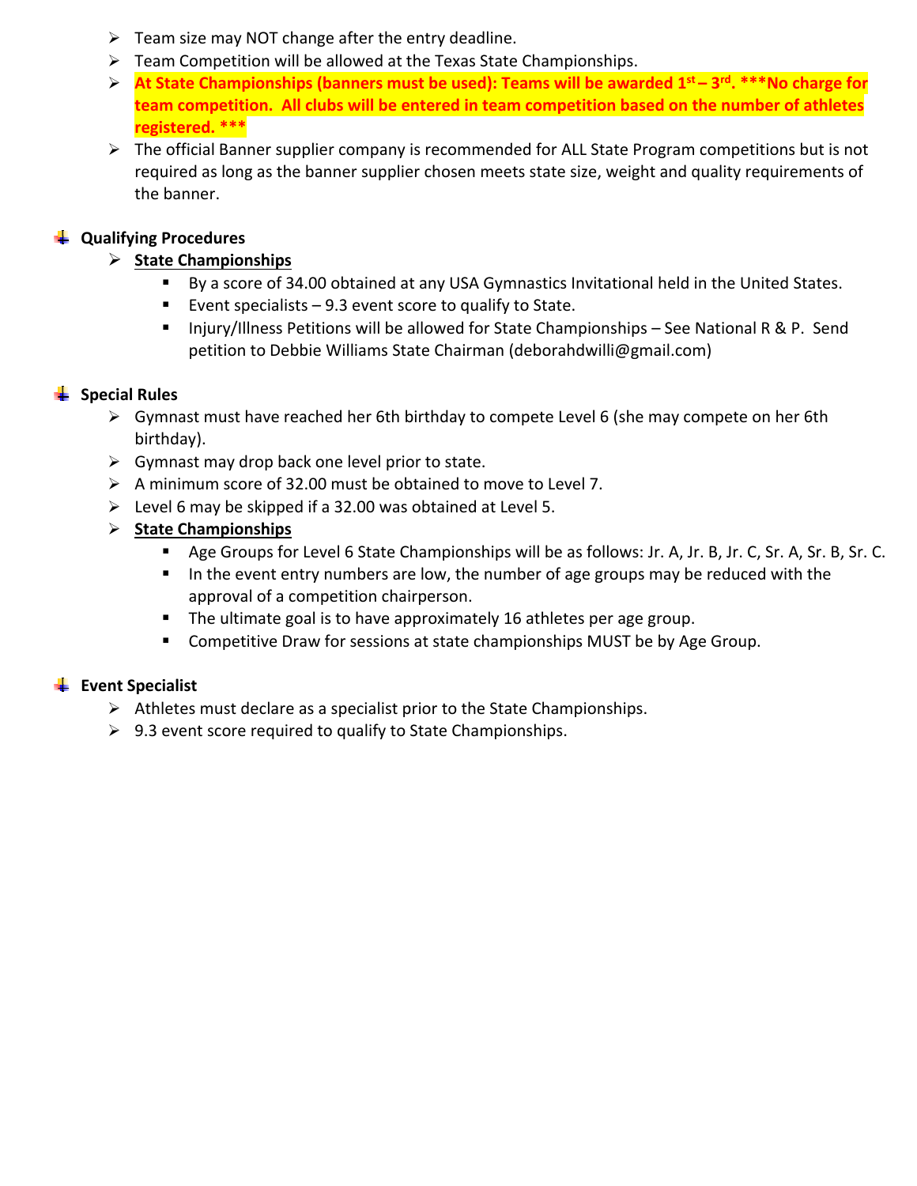- Team size may NOT change after the entry deadline.
- Team Competition will be allowed at the Texas State Championships.
- **At State Championships (banners must be used): Teams will be awarded 1st – 3rd. \*\*\*No charge for team competition. All clubs will be entered in team competition based on the number of athletes registered. \*\*\***
- The official Banner supplier company is recommended for ALL State Program competitions but is not required as long as the banner supplier chosen meets state size, weight and quality requirements of the banner.

## Qualifying Procedures

- **State Championships**
  - By a score of 34.00 obtained at any USA Gymnastics Invitational held in the United States.
  - Event specialists – 9.3 event score to qualify to State.
  - Injury/Illness Petitions will be allowed for State Championships – See National R & P. Send petition to Debbie Williams State Chairman (deborahdwilli@gmail.com)

## Special Rules

- Gymnast must have reached her 6th birthday to compete Level 6 (she may compete on her 6th birthday).
- Gymnast may drop back one level prior to state.
- A minimum score of 32.00 must be obtained to move to Level 7.
- Level 6 may be skipped if a 32.00 was obtained at Level 5.
- **State Championships**
  - Age Groups for Level 6 State Championships will be as follows: Jr. A, Jr. B, Jr. C, Sr. A, Sr. B, Sr. C.
  - In the event entry numbers are low, the number of age groups may be reduced with the approval of a competition chairperson.
  - The ultimate goal is to have approximately 16 athletes per age group.
  - Competitive Draw for sessions at state championships MUST be by Age Group.

## Event Specialist

- Athletes must declare as a specialist prior to the State Championships.
- 9.3 event score required to qualify to State Championships.